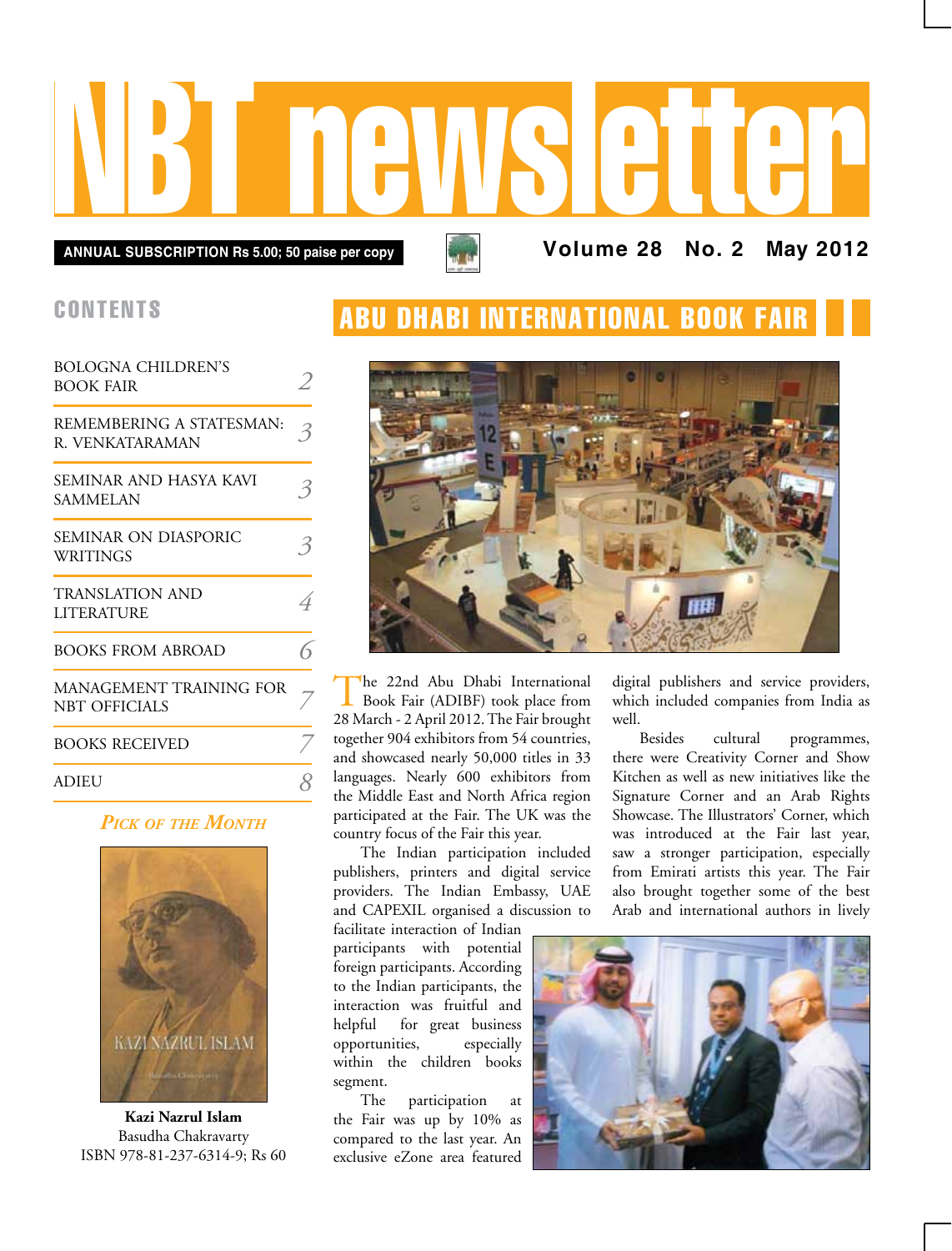# NBT newsletter

**ANNUAL SUBSCRIPTION Rs 5.00; 50 paise per copy**

**Volume 28 No. 2 May 2012**

## CONTENTS

| | |
|---|---|
| BOLOGNA CHILDREN'S BOOK FAIR | 2 |
| REMEMBERING A STATESMAN: R. VENKATARAMAN | 3 |
| SEMINAR AND HASYA KAVI SAMMELAN | 3 |
| SEMINAR ON DIASPORIC WRITINGS | 3 |
| TRANSLATION AND LITERATURE | 4 |
| BOOKS FROM ABROAD | 6 |
| MANAGEMENT TRAINING FOR NBT OFFICIALS | 7 |
| BOOKS RECEIVED | 7 |
| ADIEU | 8 |

### *Pick of the Month*

**Kazi Nazrul Islam**
Basudha Chakravarty
ISBN 978-81-237-6314-9; Rs 60

## ABU DHABI INTERNATIONAL BOOK FAIR

The 22nd Abu Dhabi International Book Fair (ADIBF) took place from 28 March - 2 April 2012. The Fair brought together 904 exhibitors from 54 countries, and showcased nearly 50,000 titles in 33 languages. Nearly 600 exhibitors from the Middle East and North Africa region participated at the Fair. The UK was the country focus of the Fair this year.

The Indian participation included publishers, printers and digital service providers. The Indian Embassy, UAE and CAPEXIL organised a discussion to facilitate interaction of Indian participants with potential foreign participants. According to the Indian participants, the interaction was fruitful and helpful for great business opportunities, especially within the children books segment.

The participation at the Fair was up by 10% as compared to the last year. An exclusive eZone area featured digital publishers and service providers, which included companies from India as well.

Besides cultural programmes, there were Creativity Corner and Show Kitchen as well as new initiatives like the Signature Corner and an Arab Rights Showcase. The Illustrators' Corner, which was introduced at the Fair last year, saw a stronger participation, especially from Emirati artists this year. The Fair also brought together some of the best Arab and international authors in lively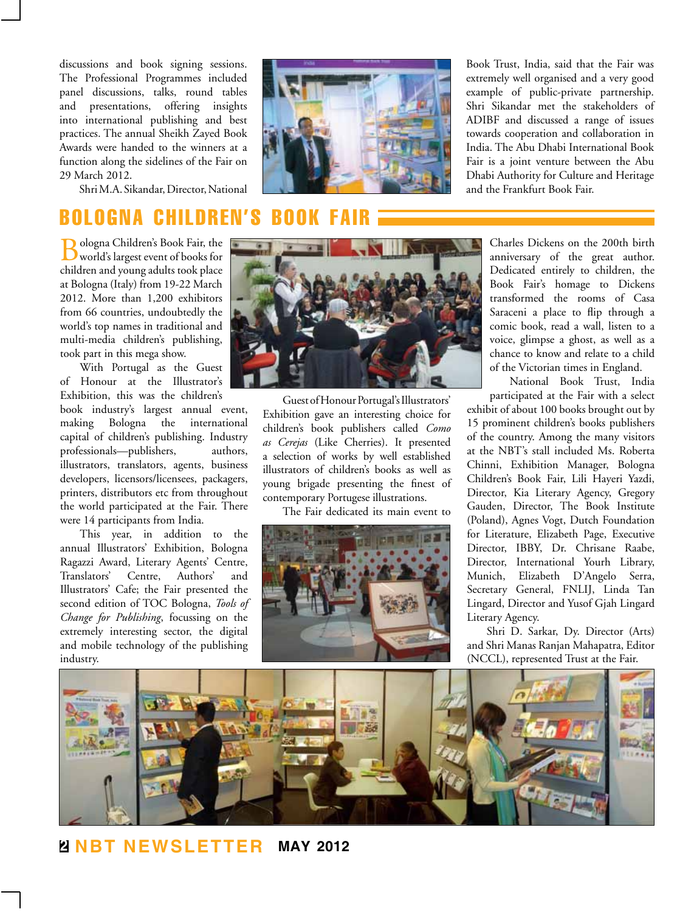discussions and book signing sessions. The Professional Programmes included panel discussions, talks, round tables and presentations, offering insights into international publishing and best practices. The annual Sheikh Zayed Book Awards were handed to the winners at a function along the sidelines of the Fair on 29 March 2012.

Shri M.A. Sikandar, Director, National Book Trust, India, said that the Fair was extremely well organised and a very good example of public-private partnership. Shri Sikandar met the stakeholders of ADIBF and discussed a range of issues towards cooperation and collaboration in India. The Abu Dhabi International Book Fair is a joint venture between the Abu Dhabi Authority for Culture and Heritage and the Frankfurt Book Fair.

## BOLOGNA CHILDREN'S BOOK FAIR

Bologna Children's Book Fair, the world's largest event of books for children and young adults took place at Bologna (Italy) from 19-22 March 2012. More than 1,200 exhibitors from 66 countries, undoubtedly the world's top names in traditional and multi-media children's publishing, took part in this mega show.

With Portugal as the Guest of Honour at the Illustrator's Exhibition, this was the children's book industry's largest annual event, making Bologna the international capital of children's publishing. Industry professionals—publishers, authors, illustrators, translators, agents, business developers, licensors/licensees, packagers, printers, distributors etc from throughout the world participated at the Fair. There were 14 participants from India.

This year, in addition to the annual Illustrators' Exhibition, Bologna Ragazzi Award, Literary Agents' Centre, Translators' Centre, Authors' and Illustrators' Cafe; the Fair presented the second edition of TOC Bologna, *Tools of Change for Publishing*, focussing on the extremely interesting sector, the digital and mobile technology of the publishing industry.

Guest of Honour Portugal's Illustrators' Exhibition gave an interesting choice for children's book publishers called *Como as Cerejas* (Like Cherries). It presented a selection of works by well established illustrators of children's books as well as young brigade presenting the finest of contemporary Portugese illustrations.

The Fair dedicated its main event to Charles Dickens on the 200th birth anniversary of the great author. Dedicated entirely to children, the Book Fair's homage to Dickens transformed the rooms of Casa Saraceni a place to flip through a comic book, read a wall, listen to a voice, glimpse a ghost, as well as a chance to know and relate to a child of the Victorian times in England.

National Book Trust, India participated at the Fair with a select exhibit of about 100 books brought out by 15 prominent children's books publishers of the country. Among the many visitors at the NBT's stall included Ms. Roberta Chinni, Exhibition Manager, Bologna Children's Book Fair, Lili Hayeri Yazdi, Director, Kia Literary Agency, Gregory Gauden, Director, The Book Institute (Poland), Agnes Vogt, Dutch Foundation for Literature, Elizabeth Page, Executive Director, IBBY, Dr. Chrisane Raabe, Director, International Yourh Library, Munich, Elizabeth D'Angelo Serra, Secretary General, FNLIJ, Linda Tan Lingard, Director and Yusof Gjah Lingard Literary Agency.

Shri D. Sarkar, Dy. Director (Arts) and Shri Manas Ranjan Mahapatra, Editor (NCCL), represented Trust at the Fair.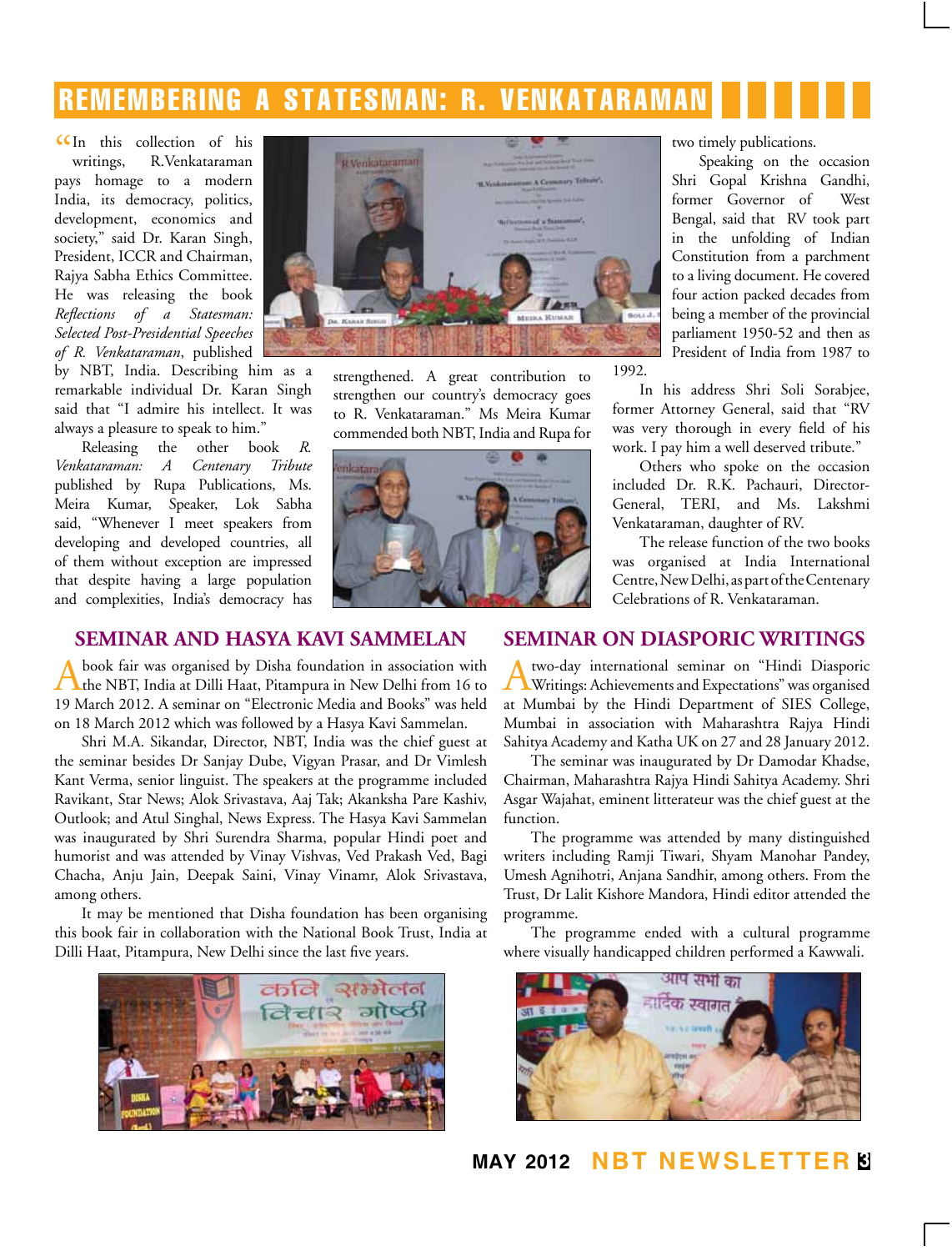# REMEMBERING A STATESMAN: R. VENKATARAMAN

"In this collection of his writings, R.Venkataraman pays homage to a modern India, its democracy, politics, development, economics and society," said Dr. Karan Singh, President, ICCR and Chairman, Rajya Sabha Ethics Committee. He was releasing the book *Reflections of a Statesman: Selected Post-Presidential Speeches of R. Venkataraman*, published by NBT, India. Describing him as a remarkable individual Dr. Karan Singh said that "I admire his intellect. It was always a pleasure to speak to him."

Releasing the other book *R. Venkataraman: A Centenary Tribute* published by Rupa Publications, Ms. Meira Kumar, Speaker, Lok Sabha said, "Whenever I meet speakers from developing and developed countries, all of them without exception are impressed that despite having a large population and complexities, India's democracy has strengthened. A great contribution to strengthen our country's democracy goes to R. Venkataraman." Ms Meira Kumar commended both NBT, India and Rupa for two timely publications.

Speaking on the occasion Shri Gopal Krishna Gandhi, former Governor of West Bengal, said that RV took part in the unfolding of Indian Constitution from a parchment to a living document. He covered four action packed decades from being a member of the provincial parliament 1950-52 and then as President of India from 1987 to 1992.

In his address Shri Soli Sorabjee, former Attorney General, said that "RV was very thorough in every field of his work. I pay him a well deserved tribute."

Others who spoke on the occasion included Dr. R.K. Pachauri, Director-General, TERI, and Ms. Lakshmi Venkataraman, daughter of RV.

The release function of the two books was organised at India International Centre, New Delhi, as part of the Centenary Celebrations of R. Venkataraman.

## SEMINAR AND HASYA KAVI SAMMELAN

A book fair was organised by Disha foundation in association with the NBT, India at Dilli Haat, Pitampura in New Delhi from 16 to 19 March 2012. A seminar on "Electronic Media and Books" was held on 18 March 2012 which was followed by a Hasya Kavi Sammelan.

Shri M.A. Sikandar, Director, NBT, India was the chief guest at the seminar besides Dr Sanjay Dube, Vigyan Prasar, and Dr Vimlesh Kant Verma, senior linguist. The speakers at the programme included Ravikant, Star News; Alok Srivastava, Aaj Tak; Akanksha Pare Kashiv, Outlook; and Atul Singhal, News Express. The Hasya Kavi Sammelan was inaugurated by Shri Surendra Sharma, popular Hindi poet and humorist and was attended by Vinay Vishvas, Ved Prakash Ved, Bagi Chacha, Anju Jain, Deepak Saini, Vinay Vinamr, Alok Srivastava, among others.

It may be mentioned that Disha foundation has been organising this book fair in collaboration with the National Book Trust, India at Dilli Haat, Pitampura, New Delhi since the last five years.

## SEMINAR ON DIASPORIC WRITINGS

A two-day international seminar on "Hindi Diasporic Writings: Achievements and Expectations" was organised at Mumbai by the Hindi Department of SIES College, Mumbai in association with Maharashtra Rajya Hindi Sahitya Academy and Katha UK on 27 and 28 January 2012.

The seminar was inaugurated by Dr Damodar Khadse, Chairman, Maharashtra Rajya Hindi Sahitya Academy. Shri Asgar Wajahat, eminent litterateur was the chief guest at the function.

The programme was attended by many distinguished writers including Ramji Tiwari, Shyam Manohar Pandey, Umesh Agnihotri, Anjana Sandhir, among others. From the Trust, Dr Lalit Kishore Mandora, Hindi editor attended the programme.

The programme ended with a cultural programme where visually handicapped children performed a Kawwali.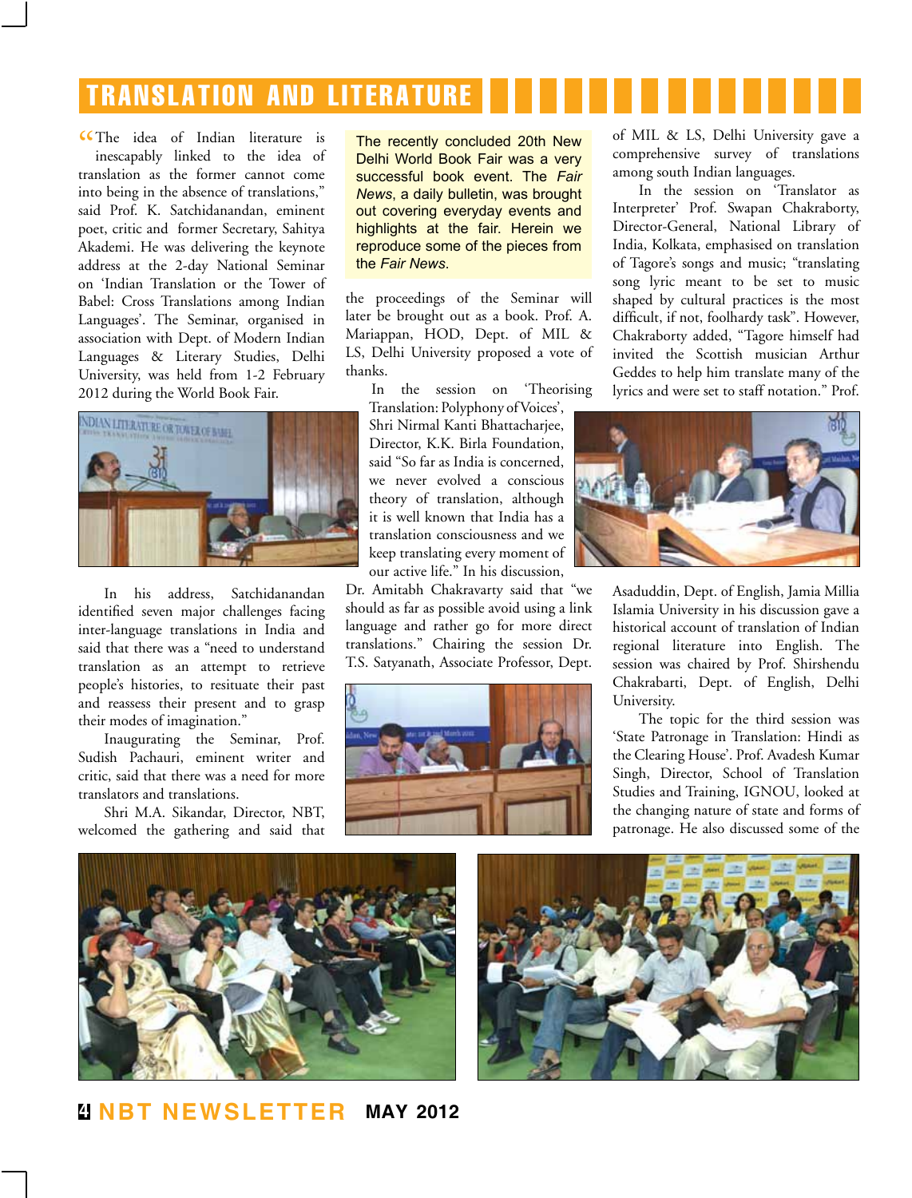# TRANSLATION AND LITERATURE

> The recently concluded 20th New Delhi World Book Fair was a very successful book event. The *Fair News*, a daily bulletin, was brought out covering everyday events and highlights at the fair. Herein we reproduce some of the pieces from the *Fair News*.

"The idea of Indian literature is inescapably linked to the idea of translation as the former cannot come into being in the absence of translations," said Prof. K. Satchidanandan, eminent poet, critic and former Secretary, Sahitya Akademi. He was delivering the keynote address at the 2-day National Seminar on 'Indian Translation or the Tower of Babel: Cross Translations among Indian Languages'. The Seminar, organised in association with Dept. of Modern Indian Languages & Literary Studies, Delhi University, was held from 1-2 February 2012 during the World Book Fair.

In his address, Satchidanandan identified seven major challenges facing inter-language translations in India and said that there was a "need to understand translation as an attempt to retrieve people's histories, to resituate their past and reassess their present and to grasp their modes of imagination."

Inaugurating the Seminar, Prof. Sudish Pachauri, eminent writer and critic, said that there was a need for more translators and translations.

Shri M.A. Sikandar, Director, NBT, welcomed the gathering and said that the proceedings of the Seminar will later be brought out as a book. Prof. A. Mariappan, HOD, Dept. of MIL & LS, Delhi University proposed a vote of thanks.

In the session on 'Theorising Translation: Polyphony of Voices', Shri Nirmal Kanti Bhattacharjee, Director, K.K. Birla Foundation, said "So far as India is concerned, we never evolved a conscious theory of translation, although it is well known that India has a translation consciousness and we keep translating every moment of our active life." In his discussion, Dr. Amitabh Chakravarty said that "we should as far as possible avoid using a link language and rather go for more direct translations." Chairing the session Dr. T.S. Satyanath, Associate Professor, Dept. of MIL & LS, Delhi University gave a comprehensive survey of translations among south Indian languages.

In the session on 'Translator as Interpreter' Prof. Swapan Chakraborty, Director-General, National Library of India, Kolkata, emphasised on translation of Tagore's songs and music; "translating song lyric meant to be set to music shaped by cultural practices is the most difficult, if not, foolhardy task". However, Chakraborty added, "Tagore himself had invited the Scottish musician Arthur Geddes to help him translate many of the lyrics and were set to staff notation." Prof. Asaduddin, Dept. of English, Jamia Millia Islamia University in his discussion gave a historical account of translation of Indian regional literature into English. The session was chaired by Prof. Shirshendu Chakrabarti, Dept. of English, Delhi University.

The topic for the third session was 'State Patronage in Translation: Hindi as the Clearing House'. Prof. Avadesh Kumar Singh, Director, School of Translation Studies and Training, IGNOU, looked at the changing nature of state and forms of patronage. He also discussed some of the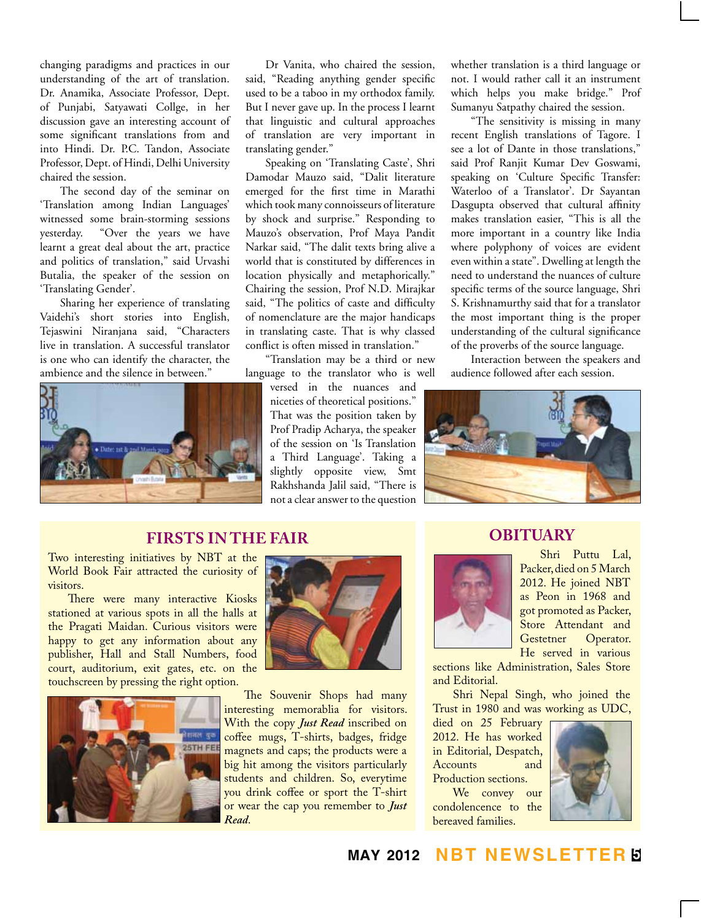changing paradigms and practices in our understanding of the art of translation. Dr. Anamika, Associate Professor, Dept. of Punjabi, Satyawati Collge, in her discussion gave an interesting account of some significant translations from and into Hindi. Dr. P.C. Tandon, Associate Professor, Dept. of Hindi, Delhi University chaired the session.

The second day of the seminar on 'Translation among Indian Languages' witnessed some brain-storming sessions yesterday. "Over the years we have learnt a great deal about the art, practice and politics of translation," said Urvashi Butalia, the speaker of the session on 'Translating Gender'.

Sharing her experience of translating Vaidehi's short stories into English, Tejaswini Niranjana said, "Characters live in translation. A successful translator is one who can identify the character, the ambience and the silence in between."

Dr Vanita, who chaired the session, said, "Reading anything gender specific used to be a taboo in my orthodox family. But I never gave up. In the process I learnt that linguistic and cultural approaches of translation are very important in translating gender."

Speaking on 'Translating Caste', Shri Damodar Mauzo said, "Dalit literature emerged for the first time in Marathi which took many connoisseurs of literature by shock and surprise." Responding to Mauzo's observation, Prof Maya Pandit Narkar said, "The dalit texts bring alive a world that is constituted by differences in location physically and metaphorically." Chairing the session, Prof N.D. Mirajkar said, "The politics of caste and difficulty of nomenclature are the major handicaps in translating caste. That is why classed conflict is often missed in translation."

"Translation may be a third or new language to the translator who is well versed in the nuances and niceties of theoretical positions." That was the position taken by Prof Pradip Acharya, the speaker of the session on 'Is Translation a Third Language'. Taking a slightly opposite view, Smt Rakhshanda Jalil said, "There is not a clear answer to the question whether translation is a third language or not. I would rather call it an instrument which helps you make bridge." Prof Sumanyu Satpathy chaired the session.

"The sensitivity is missing in many recent English translations of Tagore. I see a lot of Dante in those translations," said Prof Ranjit Kumar Dev Goswami, speaking on 'Culture Specific Transfer: Waterloo of a Translator'. Dr Sayantan Dasgupta observed that cultural affinity makes translation easier, "This is all the more important in a country like India where polyphony of voices are evident even within a state". Dwelling at length the need to understand the nuances of culture specific terms of the source language, Shri S. Krishnamurthy said that for a translator the most important thing is the proper understanding of the cultural significance of the proverbs of the source language.

Interaction between the speakers and audience followed after each session.

## FIRSTS IN THE FAIR

Two interesting initiatives by NBT at the World Book Fair attracted the curiosity of visitors.

There were many interactive Kiosks stationed at various spots in all the halls at the Pragati Maidan. Curious visitors were happy to get any information about any publisher, Hall and Stall Numbers, food court, auditorium, exit gates, etc. on the touchscreen by pressing the right option.

The Souvenir Shops had many interesting memorablia for visitors. With the copy ***Just Read*** inscribed on coffee mugs, T-shirts, badges, fridge magnets and caps; the products were a big hit among the visitors particularly students and children. So, everytime you drink coffee or sport the T-shirt or wear the cap you remember to ***Just Read***.

## OBITUARY

Shri Puttu Lal, Packer, died on 5 March 2012. He joined NBT as Peon in 1968 and got promoted as Packer, Store Attendant and Gestetner Operator. He served in various sections like Administration, Sales Store and Editorial.

Shri Nepal Singh, who joined the Trust in 1980 and was working as UDC, died on 25 February 2012. He has worked in Editorial, Despatch, Accounts and Production sections.

We convey our condolencence to the bereaved families.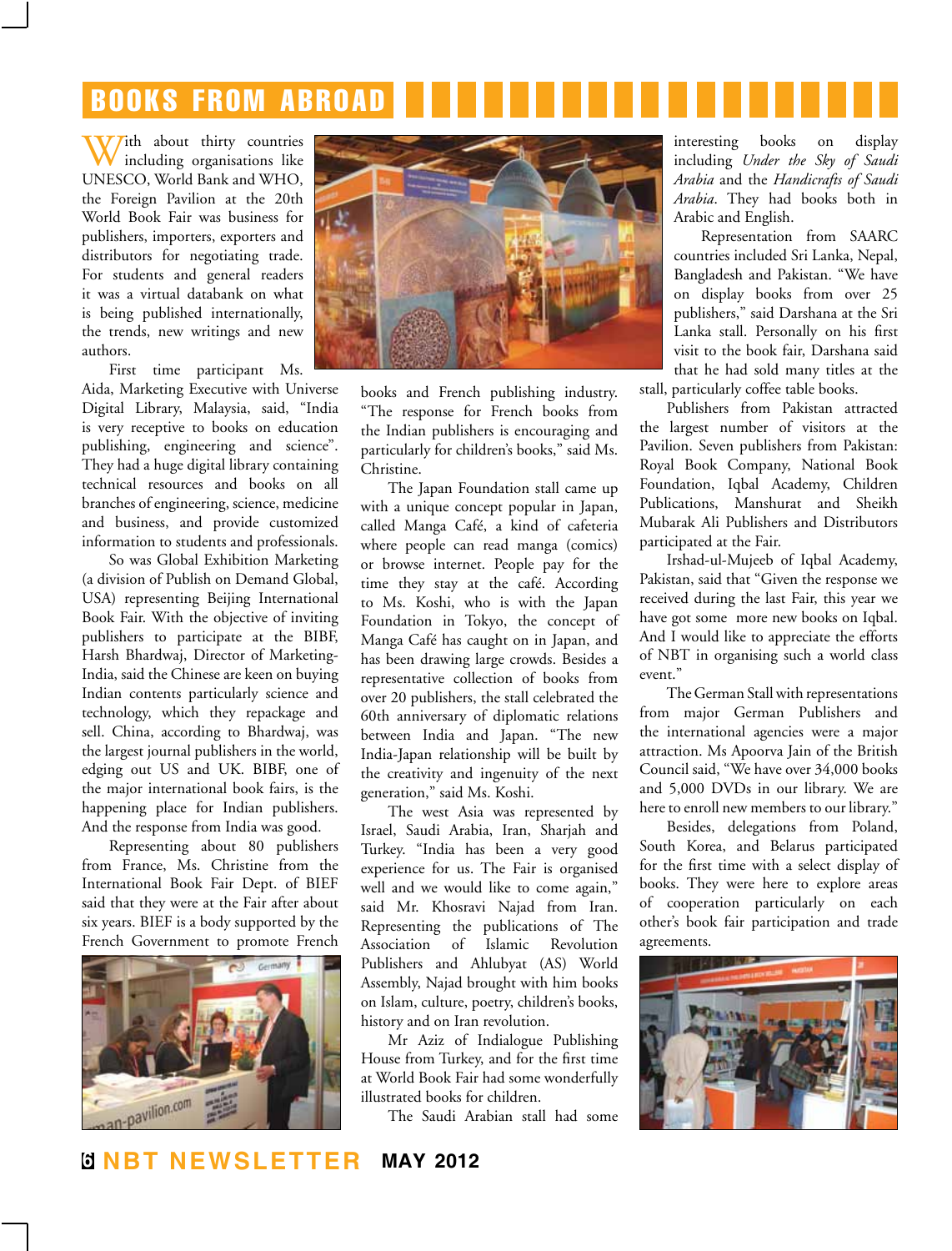# BOOKS FROM ABROAD

With about thirty countries including organisations like UNESCO, World Bank and WHO, the Foreign Pavilion at the 20th World Book Fair was business for publishers, importers, exporters and distributors for negotiating trade. For students and general readers it was a virtual databank on what is being published internationally, the trends, new writings and new authors.

First time participant Ms. Aida, Marketing Executive with Universe Digital Library, Malaysia, said, "India is very receptive to books on education publishing, engineering and science". They had a huge digital library containing technical resources and books on all branches of engineering, science, medicine and business, and provide customized information to students and professionals.

So was Global Exhibition Marketing (a division of Publish on Demand Global, USA) representing Beijing International Book Fair. With the objective of inviting publishers to participate at the BIBF, Harsh Bhardwaj, Director of Marketing-India, said the Chinese are keen on buying Indian contents particularly science and technology, which they repackage and sell. China, according to Bhardwaj, was the largest journal publishers in the world, edging out US and UK. BIBF, one of the major international book fairs, is the happening place for Indian publishers. And the response from India was good.

Representing about 80 publishers from France, Ms. Christine from the International Book Fair Dept. of BIEF said that they were at the Fair after about six years. BIEF is a body supported by the French Government to promote French books and French publishing industry. "The response for French books from the Indian publishers is encouraging and particularly for children's books," said Ms. Christine.

The Japan Foundation stall came up with a unique concept popular in Japan, called Manga Café, a kind of cafeteria where people can read manga (comics) or browse internet. People pay for the time they stay at the café. According to Ms. Koshi, who is with the Japan Foundation in Tokyo, the concept of Manga Café has caught on in Japan, and has been drawing large crowds. Besides a representative collection of books from over 20 publishers, the stall celebrated the 60th anniversary of diplomatic relations between India and Japan. "The new India-Japan relationship will be built by the creativity and ingenuity of the next generation," said Ms. Koshi.

The west Asia was represented by Israel, Saudi Arabia, Iran, Sharjah and Turkey. "India has been a very good experience for us. The Fair is organised well and we would like to come again," said Mr. Khosravi Najad from Iran. Representing the publications of The Association of Islamic Revolution Publishers and Ahlubyat (AS) World Assembly, Najad brought with him books on Islam, culture, poetry, children's books, history and on Iran revolution.

Mr Aziz of Indialogue Publishing House from Turkey, and for the first time at World Book Fair had some wonderfully illustrated books for children.

The Saudi Arabian stall had some interesting books on display including *Under the Sky of Saudi Arabia* and the *Handicrafts of Saudi Arabia*. They had books both in Arabic and English.

Representation from SAARC countries included Sri Lanka, Nepal, Bangladesh and Pakistan. "We have on display books from over 25 publishers," said Darshana at the Sri Lanka stall. Personally on his first visit to the book fair, Darshana said that he had sold many titles at the stall, particularly coffee table books.

Publishers from Pakistan attracted the largest number of visitors at the Pavilion. Seven publishers from Pakistan: Royal Book Company, National Book Foundation, Iqbal Academy, Children Publications, Manshurat and Sheikh Mubarak Ali Publishers and Distributors participated at the Fair.

Irshad-ul-Mujeeb of Iqbal Academy, Pakistan, said that "Given the response we received during the last Fair, this year we have got some more new books on Iqbal. And I would like to appreciate the efforts of NBT in organising such a world class event."

The German Stall with representations from major German Publishers and the international agencies were a major attraction. Ms Apoorva Jain of the British Council said, "We have over 34,000 books and 5,000 DVDs in our library. We are here to enroll new members to our library."

Besides, delegations from Poland, South Korea, and Belarus participated for the first time with a select display of books. They were here to explore areas of cooperation particularly on each other's book fair participation and trade agreements.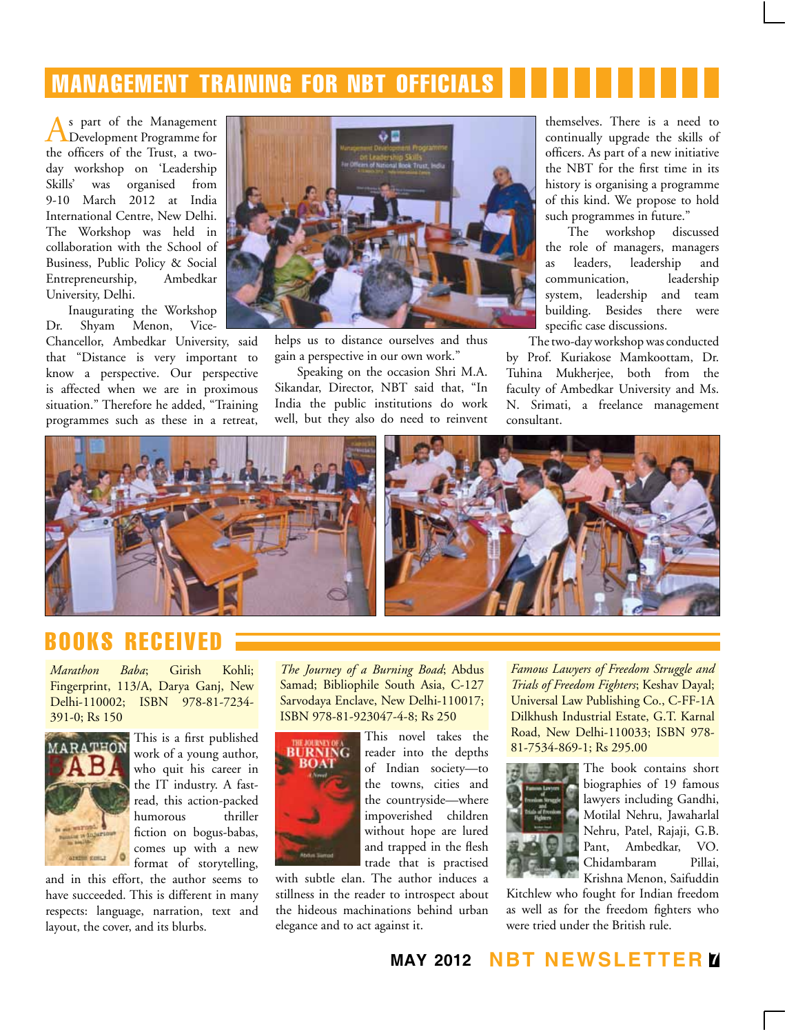## MANAGEMENT TRAINING FOR NBT OFFICIALS

As part of the Management Development Programme for the officers of the Trust, a two-day workshop on 'Leadership Skills' was organised from 9-10 March 2012 at India International Centre, New Delhi. The Workshop was held in collaboration with the School of Business, Public Policy & Social Entrepreneurship, Ambedkar University, Delhi.

Inaugurating the Workshop Dr. Shyam Menon, Vice-Chancellor, Ambedkar University, said that "Distance is very important to know a perspective. Our perspective is affected when we are in proximous situation." Therefore he added, "Training programmes such as these in a retreat, helps us to distance ourselves and thus gain a perspective in our own work."

Speaking on the occasion Shri M.A. Sikandar, Director, NBT said that, "In India the public institutions do work well, but they also do need to reinvent themselves. There is a need to continually upgrade the skills of officers. As part of a new initiative the NBT for the first time in its history is organising a programme of this kind. We propose to hold such programmes in future."

The workshop discussed the role of managers, managers as leaders, leadership and communication, leadership system, leadership and team building. Besides there were specific case discussions.

The two-day workshop was conducted by Prof. Kuriakose Mamkoottam, Dr. Tuhina Mukherjee, both from the faculty of Ambedkar University and Ms. N. Srimati, a freelance management consultant.

## BOOKS RECEIVED

*Marathon Baba*; Girish Kohli; Fingerprint, 113/A, Darya Ganj, New Delhi-110002; ISBN 978-81-7234-391-0; Rs 150

This is a first published work of a young author, who quit his career in the IT industry. A fast-read, this action-packed humorous thriller fiction on bogus-babas, comes up with a new format of storytelling, and in this effort, the author seems to have succeeded. This is different in many respects: language, narration, text and layout, the cover, and its blurbs.

*The Journey of a Burning Boad*; Abdus Samad; Bibliophile South Asia, C-127 Sarvodaya Enclave, New Delhi-110017; ISBN 978-81-923047-4-8; Rs 250

This novel takes the reader into the depths of Indian society—to the towns, cities and the countryside—where impoverished children without hope are lured and trapped in the flesh trade that is practised with subtle elan. The author induces a stillness in the reader to introspect about the hideous machinations behind urban elegance and to act against it.

*Famous Lawyers of Freedom Struggle and Trials of Freedom Fighters*; Keshav Dayal; Universal Law Publishing Co., C-FF-1A Dilkhush Industrial Estate, G.T. Karnal Road, New Delhi-110033; ISBN 978-81-7534-869-1; Rs 295.00

The book contains short biographies of 19 famous lawyers including Gandhi, Motilal Nehru, Jawaharlal Nehru, Patel, Rajaji, G.B. Pant, Ambedkar, VO. Chidambaram Pillai, Krishna Menon, Saifuddin Kitchlew who fought for Indian freedom as well as for the freedom fighters who were tried under the British rule.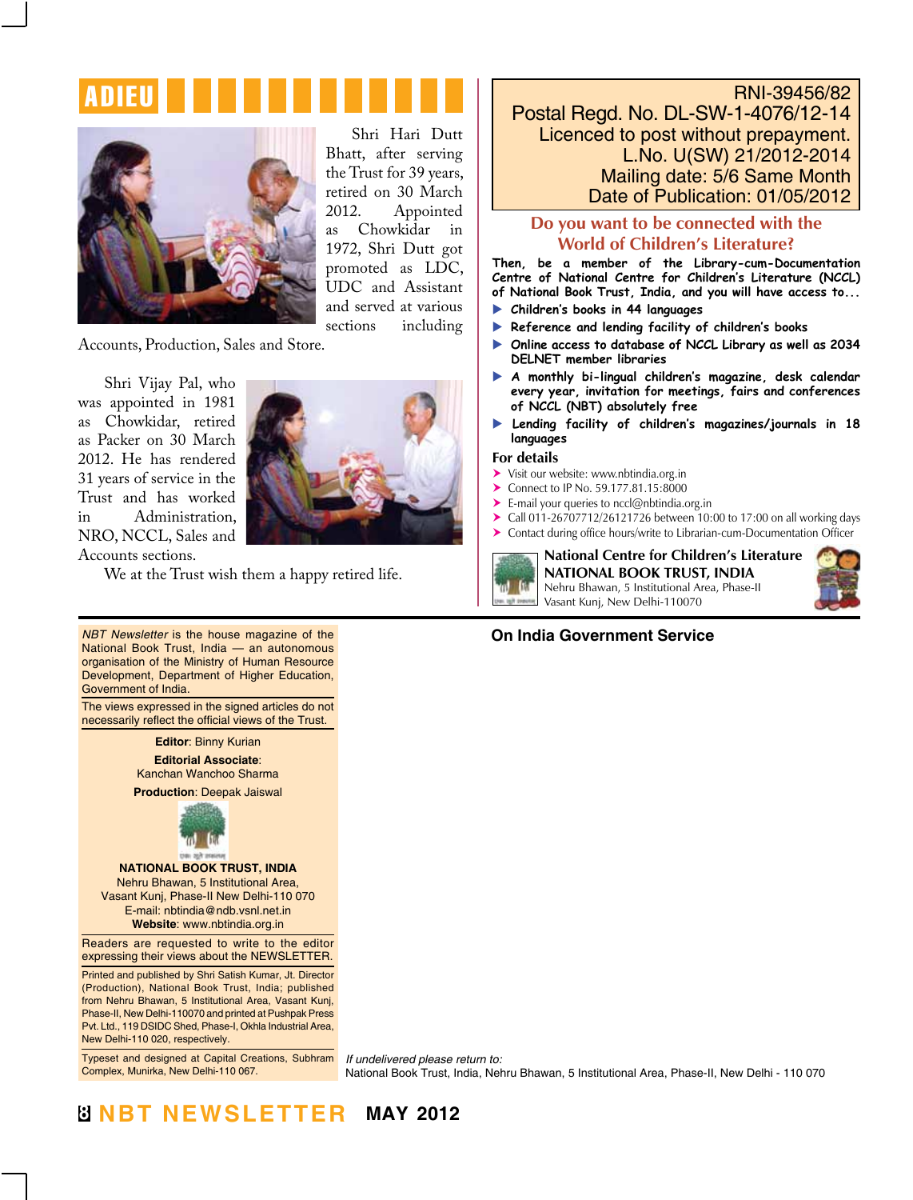# ADIEU

Shri Hari Dutt Bhatt, after serving the Trust for 39 years, retired on 30 March 2012. Appointed as Chowkidar in 1972, Shri Dutt got promoted as LDC, UDC and Assistant and served at various sections including Accounts, Production, Sales and Store.

Shri Vijay Pal, who was appointed in 1981 as Chowkidar, retired as Packer on 30 March 2012. He has rendered 31 years of service in the Trust and has worked in Administration, NRO, NCCL, Sales and Accounts sections.

We at the Trust wish them a happy retired life.

RNI-39456/82
Postal Regd. No. DL-SW-1-4076/12-14
Licenced to post without prepayment.
L.No. U(SW) 21/2012-2014
Mailing date: 5/6 Same Month
Date of Publication: 01/05/2012

## Do you want to be connected with the World of Children's Literature?

**Then, be a member of the Library-cum-Documentation Centre of National Centre for Children's Literature (NCCL) of National Book Trust, India, and you will have access to...**

- **Children's books in 44 languages**
- **Reference and lending facility of children's books**
- **Online access to database of NCCL Library as well as 2034 DELNET member libraries**
- **A monthly bi-lingual children's magazine, desk calendar every year, invitation for meetings, fairs and conferences of NCCL (NBT) absolutely free**
- **Lending facility of children's magazines/journals in 18 languages**

**For details**

- Visit our website: www.nbtindia.org.in
- Connect to IP No. 59.177.81.15:8000
- E-mail your queries to nccl@nbtindia.org.in
- Call 011-26707712/26121726 between 10:00 to 17:00 on all working days
- Contact during office hours/write to Librarian-cum-Documentation Officer

**National Centre for Children's Literature**
**NATIONAL BOOK TRUST, INDIA**
Nehru Bhawan, 5 Institutional Area, Phase-II
Vasant Kunj, New Delhi-110070

*NBT Newsletter* is the house magazine of the National Book Trust, India — an autonomous organisation of the Ministry of Human Resource Development, Department of Higher Education, Government of India.

The views expressed in the signed articles do not necessarily reflect the official views of the Trust.

**Editor**: Binny Kurian

**Editorial Associate**:
Kanchan Wanchoo Sharma

**Production**: Deepak Jaiswal

**NATIONAL BOOK TRUST, INDIA**
Nehru Bhawan, 5 Institutional Area,
Vasant Kunj, Phase-II New Delhi-110 070
E-mail: nbtindia@ndb.vsnl.net.in
**Website**: www.nbtindia.org.in

Readers are requested to write to the editor expressing their views about the NEWSLETTER.

Printed and published by Shri Satish Kumar, Jt. Director (Production), National Book Trust, India; published from Nehru Bhawan, 5 Institutional Area, Vasant Kunj, Phase-II, New Delhi-110070 and printed at Pushpak Press Pvt. Ltd., 119 DSIDC Shed, Phase-I, Okhla Industrial Area, New Delhi-110 020, respectively.

Typeset and designed at Capital Creations, Subhram Complex, Munirka, New Delhi-110 067.

**On India Government Service**

*If undelivered please return to:*
National Book Trust, India, Nehru Bhawan, 5 Institutional Area, Phase-II, New Delhi - 110 070